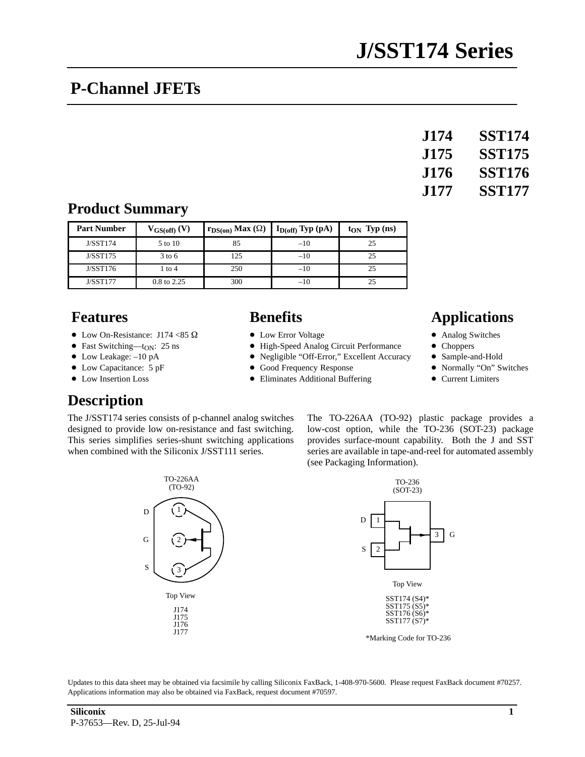# J/SST174 Series

## P-Channel JFETs

| J174 | SST174 |
|---|---|
| J175 | SST175 |
| J176 | SST176 |
| J177 | SST177 |

## Product Summary

| Part Number | $V_{GS(off)}$ (V) | $r_{DS(on)}$ Max (Ω) | $I_{D(off)}$ Typ (pA) | $t_{ON}$ Typ (ns) |
|---|---|---|---|---|
| J/SST174 | 5 to 10 | 85 | –10 | 25 |
| J/SST175 | 3 to 6 | 125 | –10 | 25 |
| J/SST176 | 1 to 4 | 250 | –10 | 25 |
| J/SST177 | 0.8 to 2.25 | 300 | –10 | 25 |

## Features

- Low On-Resistance: J174 <85 Ω
- Fast Switching—$t_{ON}$: 25 ns
- Low Leakage: –10 pA
- Low Capacitance: 5 pF
- Low Insertion Loss

## Benefits

- Low Error Voltage
- High-Speed Analog Circuit Performance
- Negligible "Off-Error," Excellent Accuracy
- Good Frequency Response
- Eliminates Additional Buffering

## Applications

- Analog Switches
- Choppers
- Sample-and-Hold
- Normally "On" Switches
- Current Limiters

## Description

The J/SST174 series consists of p-channel analog switches designed to provide low on-resistance and fast switching. This series simplifies series-shunt switching applications when combined with the Siliconix J/SST111 series.

The TO-226AA (TO-92) plastic package provides a low-cost option, while the TO-236 (SOT-23) package provides surface-mount capability. Both the J and SST series are available in tape-and-reel for automated assembly (see Packaging Information).

TO-226AA (TO-92)

D 1, G 2, S 3

Top View

J174
J175
J176
J177

TO-236 (SOT-23)

D 1, S 2, 3 G

Top View

SST174 (S4)*
SST175 (S5)*
SST176 (S6)*
SST177 (S7)*

*Marking Code for TO-236

Updates to this data sheet may be obtained via facsimile by calling Siliconix FaxBack, 1-408-970-5600. Please request FaxBack document #70257. Applications information may also be obtained via FaxBack, request document #70597.

P-37653—Rev. D, 25-Jul-94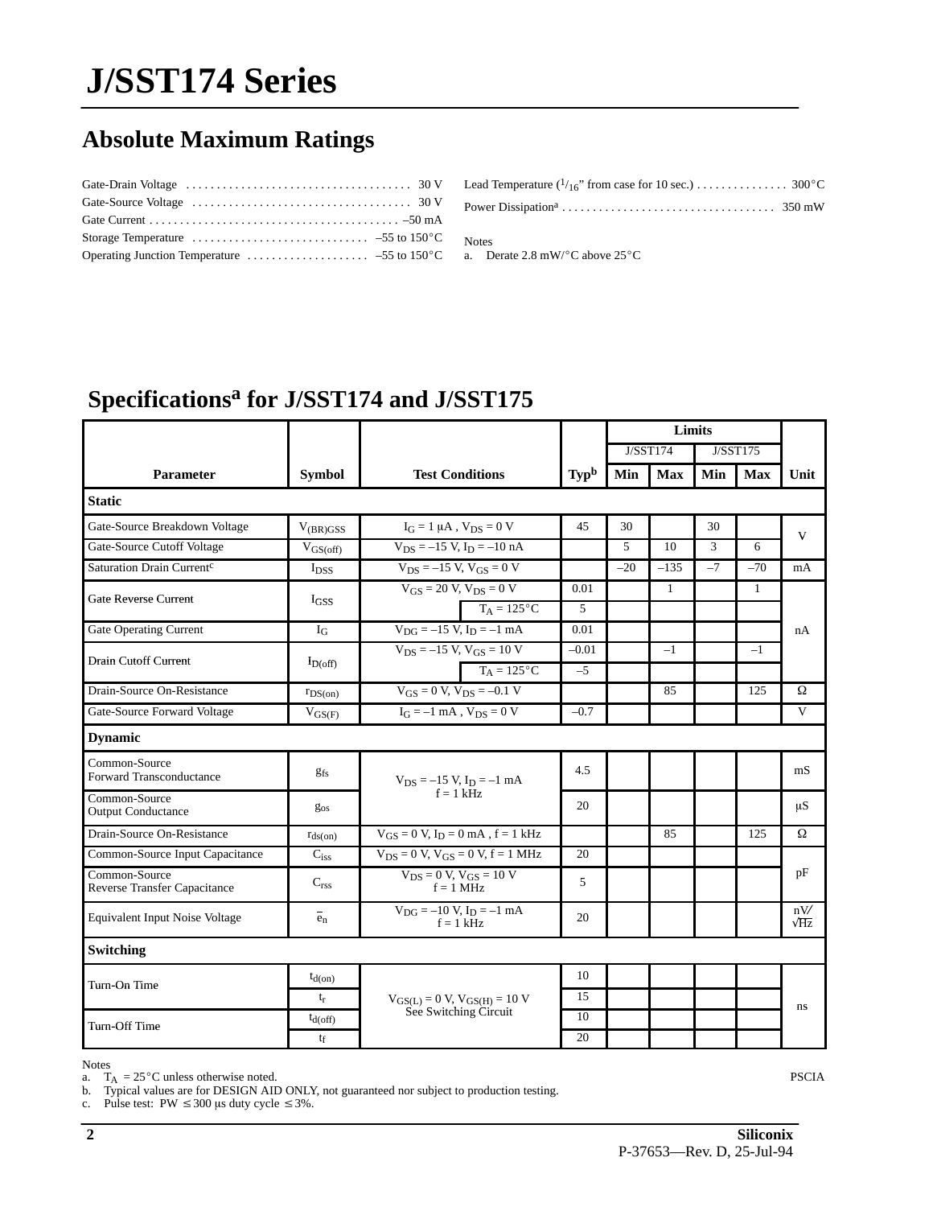# J/SST174 Series

## Absolute Maximum Ratings

Gate-Drain Voltage . . . . . . . . . . . . . . . . . . . . . . . . . . . . . . . . . . . . 30 V
Gate-Source Voltage . . . . . . . . . . . . . . . . . . . . . . . . . . . . . . . . . . . 30 V
Gate Current . . . . . . . . . . . . . . . . . . . . . . . . . . . . . . . . . . . . . . . . –50 mA
Storage Temperature . . . . . . . . . . . . . . . . . . . . . . . . . . . . –55 to 150°C
Operating Junction Temperature . . . . . . . . . . . . . . . . . . . . –55 to 150°C

Lead Temperature ($^{1}/_{16}$" from case for 10 sec.) . . . . . . . . . . . . . . 300°C
Power Dissipation[a] . . . . . . . . . . . . . . . . . . . . . . . . . . . . . . . . . . 350 mW

Notes
a. Derate 2.8 mW/°C above 25°C

## Specifications[a] for J/SST174 and J/SST175

| Parameter | Symbol | Test Conditions | | Typ[b] | J/SST174 Min | J/SST174 Max | J/SST175 Min | J/SST175 Max | Unit |
|---|---|---|---|---|---|---|---|---|---|
| **Static** | | | | | | | | | |
| Gate-Source Breakdown Voltage | $V_{(BR)GSS}$ | $I_G = 1\ \mu A$, $V_{DS} = 0$ V | | 45 | 30 | | 30 | | V |
| Gate-Source Cutoff Voltage | $V_{GS(off)}$ | $V_{DS} = -15$ V, $I_D = -10$ nA | | | 5 | 10 | 3 | 6 | V |
| Saturation Drain Current[c] | $I_{DSS}$ | $V_{DS} = -15$ V, $V_{GS} = 0$ V | | | –20 | –135 | –7 | –70 | mA |
| Gate Reverse Current | $I_{GSS}$ | $V_{GS} = 20$ V, $V_{DS} = 0$ V | | 0.01 | | 1 | | 1 | nA |
| | | | $T_A = 125°C$ | 5 | | | | | nA |
| Gate Operating Current | $I_G$ | $V_{DG} = -15$ V, $I_D = -1$ mA | | 0.01 | | | | | nA |
| Drain Cutoff Current | $I_{D(off)}$ | $V_{DS} = -15$ V, $V_{GS} = 10$ V | | –0.01 | | –1 | | –1 | nA |
| | | | $T_A = 125°C$ | –5 | | | | | nA |
| Drain-Source On-Resistance | $r_{DS(on)}$ | $V_{GS} = 0$ V, $V_{DS} = -0.1$ V | | | | 85 | | 125 | Ω |
| Gate-Source Forward Voltage | $V_{GS(F)}$ | $I_G = -1$ mA, $V_{DS} = 0$ V | | –0.7 | | | | | V |
| **Dynamic** | | | | | | | | | |
| Common-Source Forward Transconductance | $g_{fs}$ | $V_{DS} = -15$ V, $I_D = -1$ mA, f = 1 kHz | | 4.5 | | | | | mS |
| Common-Source Output Conductance | $g_{os}$ | $V_{DS} = -15$ V, $I_D = -1$ mA, f = 1 kHz | | 20 | | | | | μS |
| Drain-Source On-Resistance | $r_{ds(on)}$ | $V_{GS} = 0$ V, $I_D = 0$ mA, f = 1 kHz | | | | 85 | | 125 | Ω |
| Common-Source Input Capacitance | $C_{iss}$ | $V_{DS} = 0$ V, $V_{GS} = 0$ V, f = 1 MHz | | 20 | | | | | pF |
| Common-Source Reverse Transfer Capacitance | $C_{rss}$ | $V_{DS} = 0$ V, $V_{GS} = 10$ V, f = 1 MHz | | 5 | | | | | pF |
| Equivalent Input Noise Voltage | $\bar{e}_n$ | $V_{DG} = -10$ V, $I_D = -1$ mA, f = 1 kHz | | 20 | | | | | $nV/\sqrt{Hz}$ |
| **Switching** | | | | | | | | | |
| Turn-On Time | $t_{d(on)}$ | $V_{GS(L)} = 0$ V, $V_{GS(H)} = 10$ V, See Switching Circuit | | 10 | | | | | ns |
| | $t_r$ | | | 15 | | | | | ns |
| Turn-Off Time | $t_{d(off)}$ | | | 10 | | | | | ns |
| | $t_f$ | | | 20 | | | | | ns |

Notes
a. $T_A = 25°C$ unless otherwise noted.
b. Typical values are for DESIGN AID ONLY, not guaranteed nor subject to production testing.
c. Pulse test: PW ≤ 300 μs duty cycle ≤ 3%.

PSCIA

P-37653—Rev. D, 25-Jul-94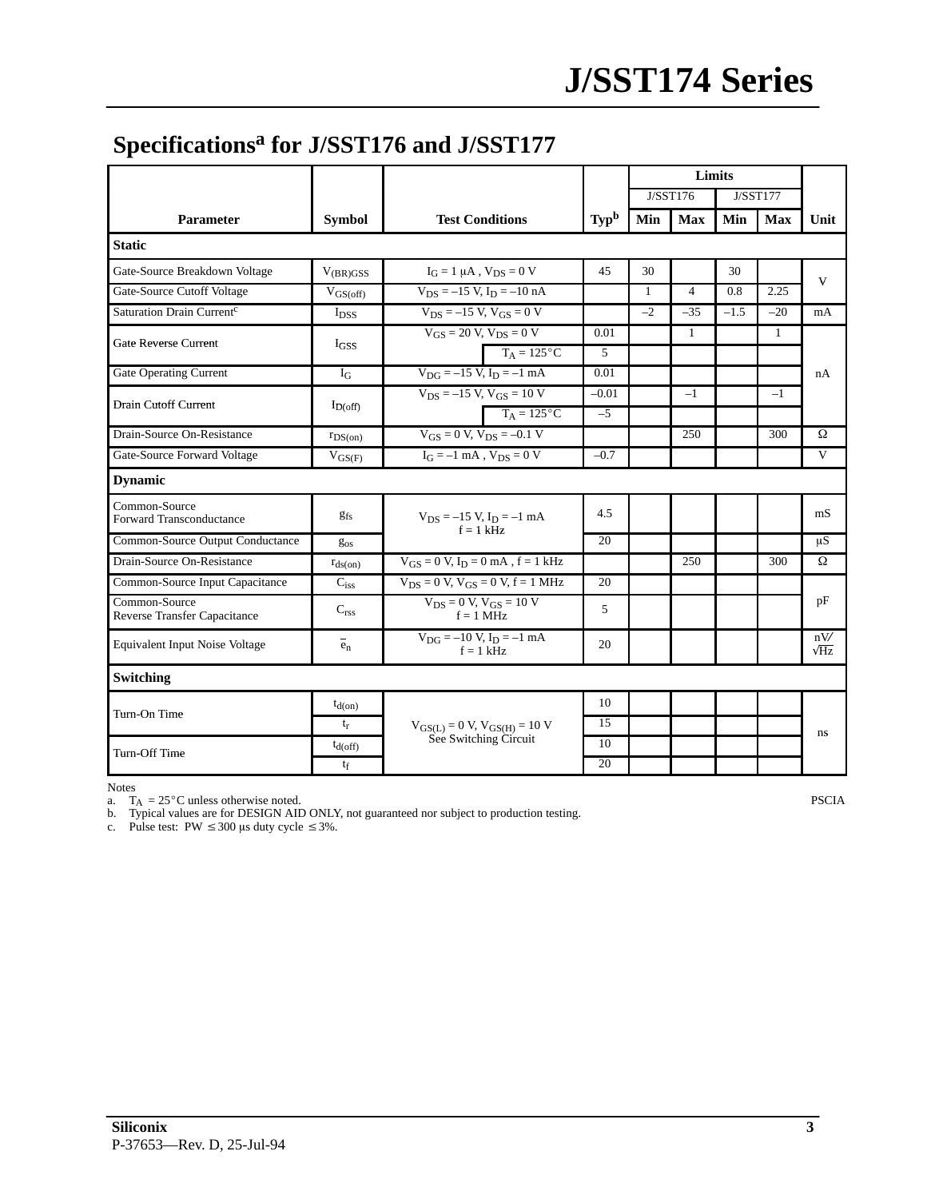## Specifications[a] for J/SST176 and J/SST177

| Parameter | Symbol | Test Conditions | | Typ[b] | J/SST176 Min | J/SST176 Max | J/SST177 Min | J/SST177 Max | Unit |
|---|---|---|---|---|---|---|---|---|---|
| **Static** | | | | | | | | | |
| Gate-Source Breakdown Voltage | $V_{(BR)GSS}$ | $I_G = 1\ \mu A$ , $V_{DS} = 0$ V | | 45 | 30 | | 30 | | V |
| Gate-Source Cutoff Voltage | $V_{GS(off)}$ | $V_{DS} = -15$ V, $I_D = -10$ nA | | | 1 | 4 | 0.8 | 2.25 | V |
| Saturation Drain Current[c] | $I_{DSS}$ | $V_{DS} = -15$ V, $V_{GS} = 0$ V | | | –2 | –35 | –1.5 | –20 | mA |
| Gate Reverse Current | $I_{GSS}$ | $V_{GS} = 20$ V, $V_{DS} = 0$ V | | 0.01 | | 1 | | 1 | nA |
| | | | $T_A = 125°C$ | 5 | | | | | nA |
| Gate Operating Current | $I_G$ | $V_{DG} = -15$ V, $I_D = -1$ mA | | 0.01 | | | | | nA |
| Drain Cutoff Current | $I_{D(off)}$ | $V_{DS} = -15$ V, $V_{GS} = 10$ V | | –0.01 | | –1 | | –1 | nA |
| | | | $T_A = 125°C$ | –5 | | | | | nA |
| Drain-Source On-Resistance | $r_{DS(on)}$ | $V_{GS} = 0$ V, $V_{DS} = -0.1$ V | | | | 250 | | 300 | Ω |
| Gate-Source Forward Voltage | $V_{GS(F)}$ | $I_G = -1$ mA , $V_{DS} = 0$ V | | –0.7 | | | | | V |
| **Dynamic** | | | | | | | | | |
| Common-Source Forward Transconductance | $g_{fs}$ | $V_{DS} = -15$ V, $I_D = -1$ mA, f = 1 kHz | | 4.5 | | | | | mS |
| Common-Source Output Conductance | $g_{os}$ | $V_{DS} = -15$ V, $I_D = -1$ mA, f = 1 kHz | | 20 | | | | | μS |
| Drain-Source On-Resistance | $r_{ds(on)}$ | $V_{GS} = 0$ V, $I_D = 0$ mA , f = 1 kHz | | | | 250 | | 300 | Ω |
| Common-Source Input Capacitance | $C_{iss}$ | $V_{DS} = 0$ V, $V_{GS} = 0$ V, f = 1 MHz | | 20 | | | | | pF |
| Common-Source Reverse Transfer Capacitance | $C_{rss}$ | $V_{DS} = 0$ V, $V_{GS} = 10$ V, f = 1 MHz | | 5 | | | | | pF |
| Equivalent Input Noise Voltage | $\bar{e}_n$ | $V_{DG} = -10$ V, $I_D = -1$ mA, f = 1 kHz | | 20 | | | | | $nV/\sqrt{Hz}$ |
| **Switching** | | | | | | | | | |
| Turn-On Time | $t_{d(on)}$ | $V_{GS(L)} = 0$ V, $V_{GS(H)} = 10$ V, See Switching Circuit | | 10 | | | | | ns |
| | $t_r$ | | | 15 | | | | | ns |
| Turn-Off Time | $t_{d(off)}$ | | | 10 | | | | | ns |
| | $t_f$ | | | 20 | | | | | ns |

Notes
a. $T_A = 25°C$ unless otherwise noted.
b. Typical values are for DESIGN AID ONLY, not guaranteed nor subject to production testing.
c. Pulse test: PW ≤ 300 μs duty cycle ≤ 3%.

PSCIA

**Siliconix**
P-37653—Rev. D, 25-Jul-94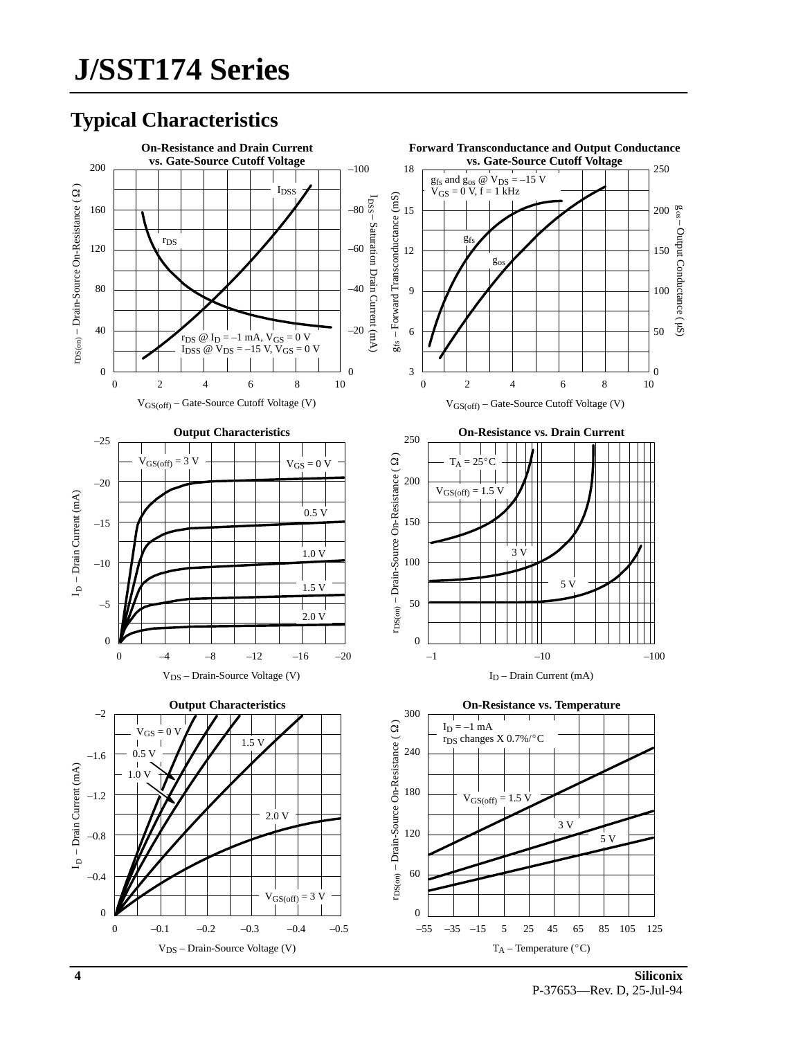# J/SST174 Series

## Typical Characteristics

**On-Resistance and Drain Current vs. Gate-Source Cutoff Voltage**

$r_{DS}$ @ $I_D$ = –1 mA, $V_{GS}$ = 0 V
$I_{DSS}$ @ $V_{DS}$ = –15 V, $V_{GS}$ = 0 V

$r_{DS(on)}$ – Drain-Source On-Resistance ( Ω )
$I_{DSS}$ – Saturation Drain Current (mA)
$V_{GS(off)}$ – Gate-Source Cutoff Voltage (V)

**Forward Transconductance and Output Conductance vs. Gate-Source Cutoff Voltage**

$g_{fs}$ and $g_{os}$ @ $V_{DS}$ = –15 V
$V_{GS}$ = 0 V, f = 1 kHz

$g_{fs}$ – Forward Transconductance (mS)
$g_{os}$ – Output Conductance (μS)
$V_{GS(off)}$ – Gate-Source Cutoff Voltage (V)

**Output Characteristics**

$V_{GS(off)}$ = 3 V
$V_{GS}$ = 0 V, 0.5 V, 1.0 V, 1.5 V, 2.0 V

$I_D$ – Drain Current (mA)
$V_{DS}$ – Drain-Source Voltage (V)

**On-Resistance vs. Drain Current**

$T_A$ = 25°C
$V_{GS(off)}$ = 1.5 V, 3 V, 5 V

$r_{DS(on)}$ – Drain-Source On-Resistance ( Ω )
$I_D$ – Drain Current (mA)

**Output Characteristics**

$V_{GS}$ = 0 V, 0.5 V, 1.0 V, 1.5 V, 2.0 V
$V_{GS(off)}$ = 3 V

$I_D$ – Drain Current (mA)
$V_{DS}$ – Drain-Source Voltage (V)

**On-Resistance vs. Temperature**

$I_D$ = –1 mA
$r_{DS}$ changes X 0.7%/°C
$V_{GS(off)}$ = 1.5 V, 3 V, 5 V

$r_{DS(on)}$ – Drain-Source On-Resistance ( Ω )
$T_A$ – Temperature (°C)

Siliconix
P-37653—Rev. D, 25-Jul-94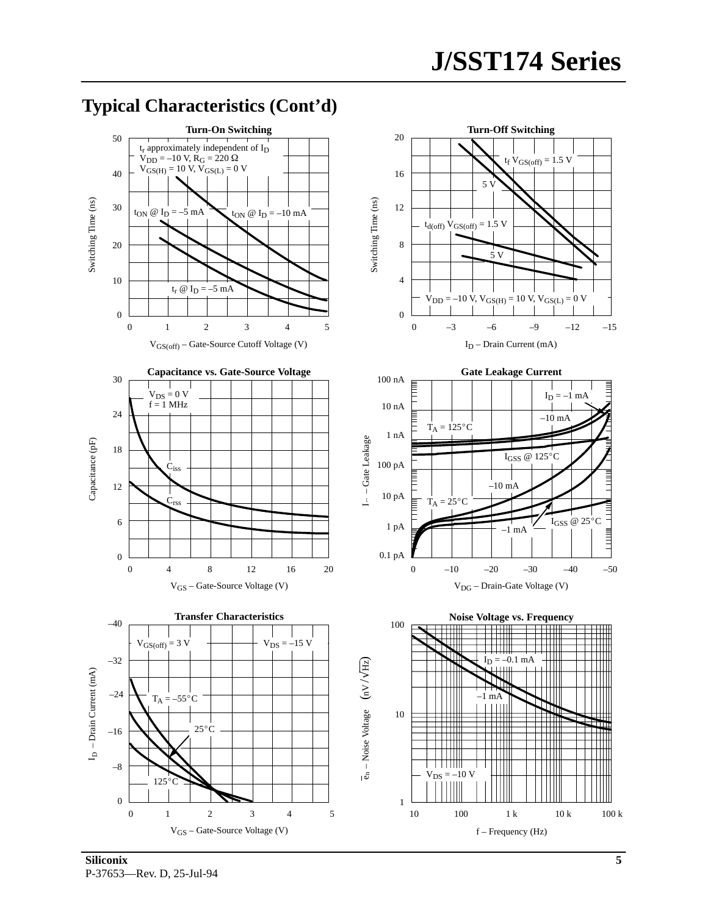## Typical Characteristics (Cont'd)

**Turn-On Switching**

$t_r$ approximately independent of $I_D$
$V_{DD}$ = –10 V, $R_G$ = 220 Ω
$V_{GS(H)}$ = 10 V, $V_{GS(L)}$ = 0 V

$t_{ON}$ @ $I_D$ = –5 mA
$t_{ON}$ @ $I_D$ = –10 mA
$t_r$ @ $I_D$ = –5 mA

Switching Time (ns) vs. $V_{GS(off)}$ – Gate-Source Cutoff Voltage (V)

**Turn-Off Switching**

$t_f$ $V_{GS(off)}$ = 1.5 V
5 V
$t_{d(off)}$ $V_{GS(off)}$ = 1.5 V
5 V
$V_{DD}$ = –10 V, $V_{GS(H)}$ = 10 V, $V_{GS(L)}$ = 0 V

Switching Time (ns) vs. $I_D$ – Drain Current (mA)

**Capacitance vs. Gate-Source Voltage**

$V_{DS}$ = 0 V
f = 1 MHz
$C_{iss}$
$C_{rss}$

Capacitance (pF) vs. $V_{GS}$ – Gate-Source Voltage (V)

**Gate Leakage Current**

$I_D$ = –1 mA
–10 mA
$T_A$ = 125°C
$I_{GSS}$ @ 125°C
–10 mA
$T_A$ = 25°C
$I_{GSS}$ @ 25°C
–1 mA

I – Gate Leakage vs. $V_{DG}$ – Drain-Gate Voltage (V)

**Transfer Characteristics**

$V_{GS(off)}$ = 3 V
$V_{DS}$ = –15 V
$T_A$ = –55°C
25°C
125°C

$I_D$ – Drain Current (mA) vs. $V_{GS}$ – Gate-Source Voltage (V)

**Noise Voltage vs. Frequency**

$I_D$ = –0.1 mA
–1 mA
$V_{DS}$ = –10 V

$\bar{e}_n$ – Noise Voltage $(nV/\sqrt{Hz})$ vs. f – Frequency (Hz)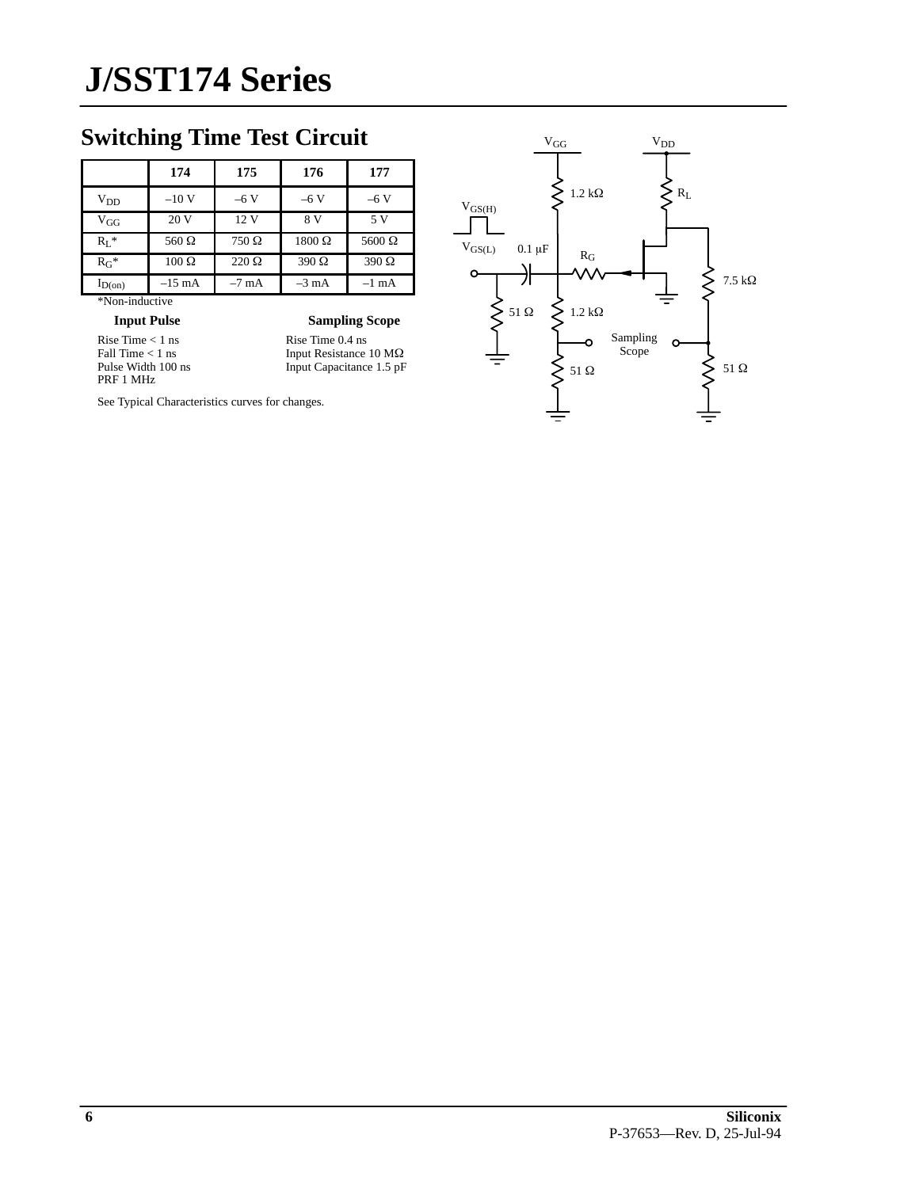## Switching Time Test Circuit

| | 174 | 175 | 176 | 177 |
|---|---|---|---|---|
| $V_{DD}$ | –10 V | –6 V | –6 V | –6 V |
| $V_{GG}$ | 20 V | 12 V | 8 V | 5 V |
| $R_L$* | 560 Ω | 750 Ω | 1800 Ω | 5600 Ω |
| $R_G$* | 100 Ω | 220 Ω | 390 Ω | 390 Ω |
| $I_{D(on)}$ | –15 mA | –7 mA | –3 mA | –1 mA |

*Non-inductive

**Input Pulse**

Rise Time < 1 ns
Fall Time < 1 ns
Pulse Width 100 ns
PRF 1 MHz

**Sampling Scope**

Rise Time 0.4 ns
Input Resistance 10 MΩ
Input Capacitance 1.5 pF

See Typical Characteristics curves for changes.

$V_{GG}$
$V_{DD}$
1.2 kΩ
$R_L$
$V_{GS(H)}$
$V_{GS(L)}$
0.1 μF
$R_G$
7.5 kΩ
51 Ω
1.2 kΩ
Sampling Scope
51 Ω
51 Ω